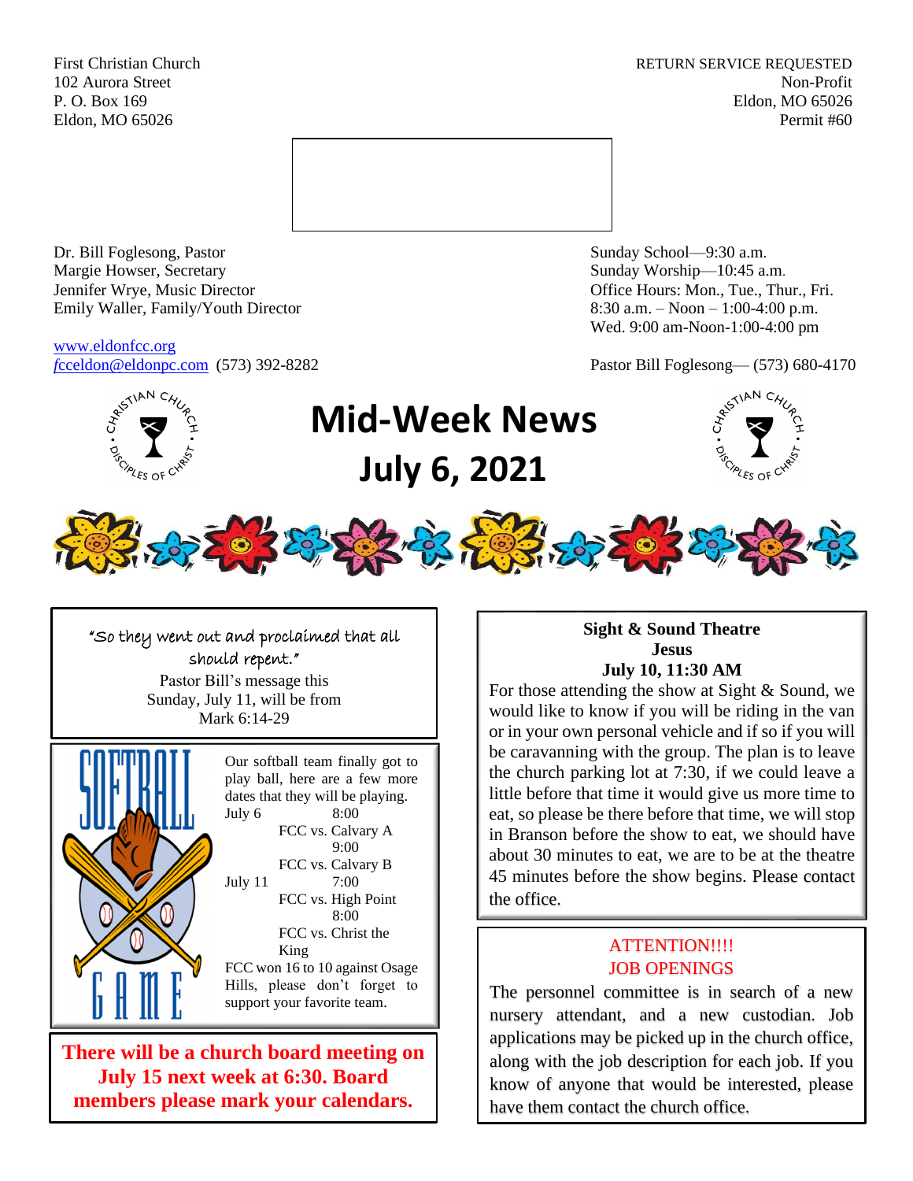First Christian Church
102 Aurora Street
P. O. Box 169
Eldon, MO 65026

RETURN SERVICE REQUESTED
Non-Profit
Eldon, MO 65026
Permit #60

Dr. Bill Foglesong, Pastor
Margie Howser, Secretary
Jennifer Wrye, Music Director
Emily Waller, Family/Youth Director

www.eldonfcc.org
fcceldon@eldonpc.com (573) 392-8282

Sunday School—9:30 a.m.
Sunday Worship—10:45 a.m.
Office Hours: Mon., Tue., Thur., Fri.
8:30 a.m. – Noon – 1:00-4:00 p.m.
Wed. 9:00 am-Noon-1:00-4:00 pm

Pastor Bill Foglesong— (573) 680-4170

# Mid-Week News
# July 6, 2021

"So they went out and proclaimed that all should repent."
Pastor Bill's message this Sunday, July 11, will be from Mark 6:14-29

**SOFTBALL GAME**

Our softball team finally got to play ball, here are a few more dates that they will be playing.

July 6
- 8:00 FCC vs. Calvary A
- 9:00 FCC vs. Calvary B

July 11
- 7:00 FCC vs. High Point
- 8:00 FCC vs. Christ the King

FCC won 16 to 10 against Osage Hills, please don't forget to support your favorite team.

**There will be a church board meeting on July 15 next week at 6:30. Board members please mark your calendars.**

**Sight & Sound Theatre**
**Jesus**
**July 10, 11:30 AM**

For those attending the show at Sight & Sound, we would like to know if you will be riding in the van or in your own personal vehicle and if so if you will be caravanning with the group. The plan is to leave the church parking lot at 7:30, if we could leave a little before that time it would give us more time to eat, so please be there before that time, we will stop in Branson before the show to eat, we should have about 30 minutes to eat, we are to be at the theatre 45 minutes before the show begins. Please contact the office.

ATTENTION!!!!
JOB OPENINGS

The personnel committee is in search of a new nursery attendant, and a new custodian. Job applications may be picked up in the church office, along with the job description for each job. If you know of anyone that would be interested, please have them contact the church office.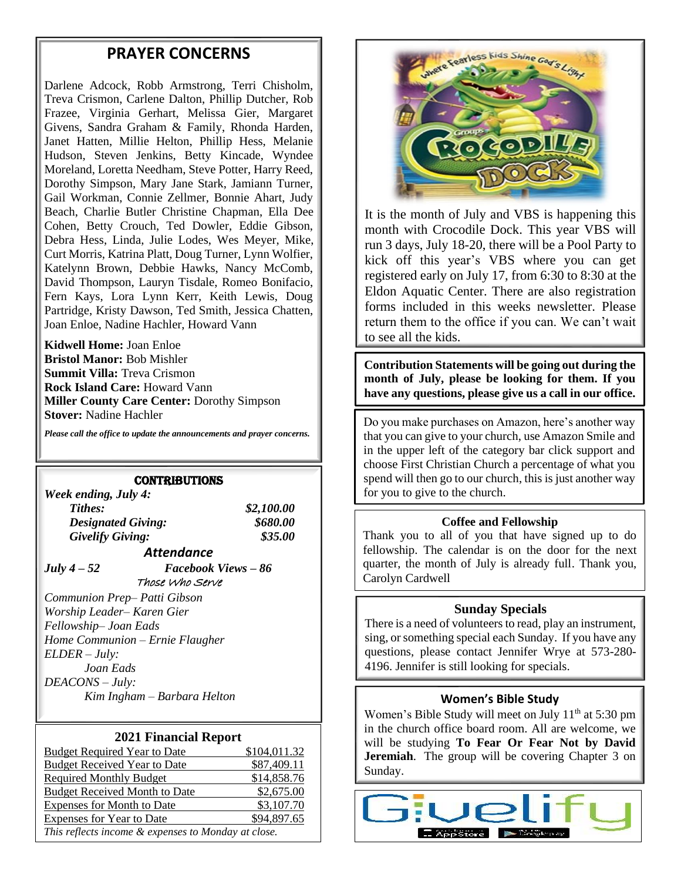## PRAYER CONCERNS

Darlene Adcock, Robb Armstrong, Terri Chisholm, Treva Crismon, Carlene Dalton, Phillip Dutcher, Rob Frazee, Virginia Gerhart, Melissa Gier, Margaret Givens, Sandra Graham & Family, Rhonda Harden, Janet Hatten, Millie Helton, Phillip Hess, Melanie Hudson, Steven Jenkins, Betty Kincade, Wyndee Moreland, Loretta Needham, Steve Potter, Harry Reed, Dorothy Simpson, Mary Jane Stark, Jamiann Turner, Gail Workman, Connie Zellmer, Bonnie Ahart, Judy Beach, Charlie Butler Christine Chapman, Ella Dee Cohen, Betty Crouch, Ted Dowler, Eddie Gibson, Debra Hess, Linda, Julie Lodes, Wes Meyer, Mike, Curt Morris, Katrina Platt, Doug Turner, Lynn Wolfier, Katelynn Brown, Debbie Hawks, Nancy McComb, David Thompson, Lauryn Tisdale, Romeo Bonifacio, Fern Kays, Lora Lynn Kerr, Keith Lewis, Doug Partridge, Kristy Dawson, Ted Smith, Jessica Chatten, Joan Enloe, Nadine Hachler, Howard Vann

**Kidwell Home:** Joan Enloe
**Bristol Manor:** Bob Mishler
**Summit Villa:** Treva Crismon
**Rock Island Care:** Howard Vann
**Miller County Care Center:** Dorothy Simpson
**Stover:** Nadine Hachler

***Please call the office to update the announcements and prayer concerns.***

### CONTRIBUTIONS

***Week ending, July 4:***

| | |
|---|---|
| ***Tithes:*** | ***$2,100.00*** |
| ***Designated Giving:*** | ***$680.00*** |
| ***Givelify Giving:*** | ***$35.00*** |

***Attendance***

***July 4 – 52*** ***Facebook Views – 86***

*Those Who Serve*

*Communion Prep– Patti Gibson*
*Worship Leader– Karen Gier*
*Fellowship– Joan Eads*
*Home Communion – Ernie Flaugher*
*ELDER – July:*
*Joan Eads*
*DEACONS – July:*
*Kim Ingham – Barbara Helton*

### 2021 Financial Report

| | |
|---|---|
| Budget Required Year to Date | $104,011.32 |
| Budget Received Year to Date | $87,409.11 |
| Required Monthly Budget | $14,858.76 |
| Budget Received Month to Date | $2,675.00 |
| Expenses for Month to Date | $3,107.70 |
| Expenses for Year to Date | $94,897.65 |

*This reflects income & expenses to Monday at close.*

It is the month of July and VBS is happening this month with Crocodile Dock. This year VBS will run 3 days, July 18-20, there will be a Pool Party to kick off this year's VBS where you can get registered early on July 17, from 6:30 to 8:30 at the Eldon Aquatic Center. There are also registration forms included in this weeks newsletter. Please return them to the office if you can. We can't wait to see all the kids.

**Contribution Statements will be going out during the month of July, please be looking for them. If you have any questions, please give us a call in our office.**

Do you make purchases on Amazon, here's another way that you can give to your church, use Amazon Smile and in the upper left of the category bar click support and choose First Christian Church a percentage of what you spend will then go to our church, this is just another way for you to give to the church.

### Coffee and Fellowship

Thank you to all of you that have signed up to do fellowship. The calendar is on the door for the next quarter, the month of July is already full. Thank you, Carolyn Cardwell

### Sunday Specials

There is a need of volunteers to read, play an instrument, sing, or something special each Sunday. If you have any questions, please contact Jennifer Wrye at 573-280-4196. Jennifer is still looking for specials.

### Women's Bible Study

Women's Bible Study will meet on July 11th at 5:30 pm in the church office board room. All are welcome, we will be studying **To Fear Or Fear Not by David Jeremiah**. The group will be covering Chapter 3 on Sunday.